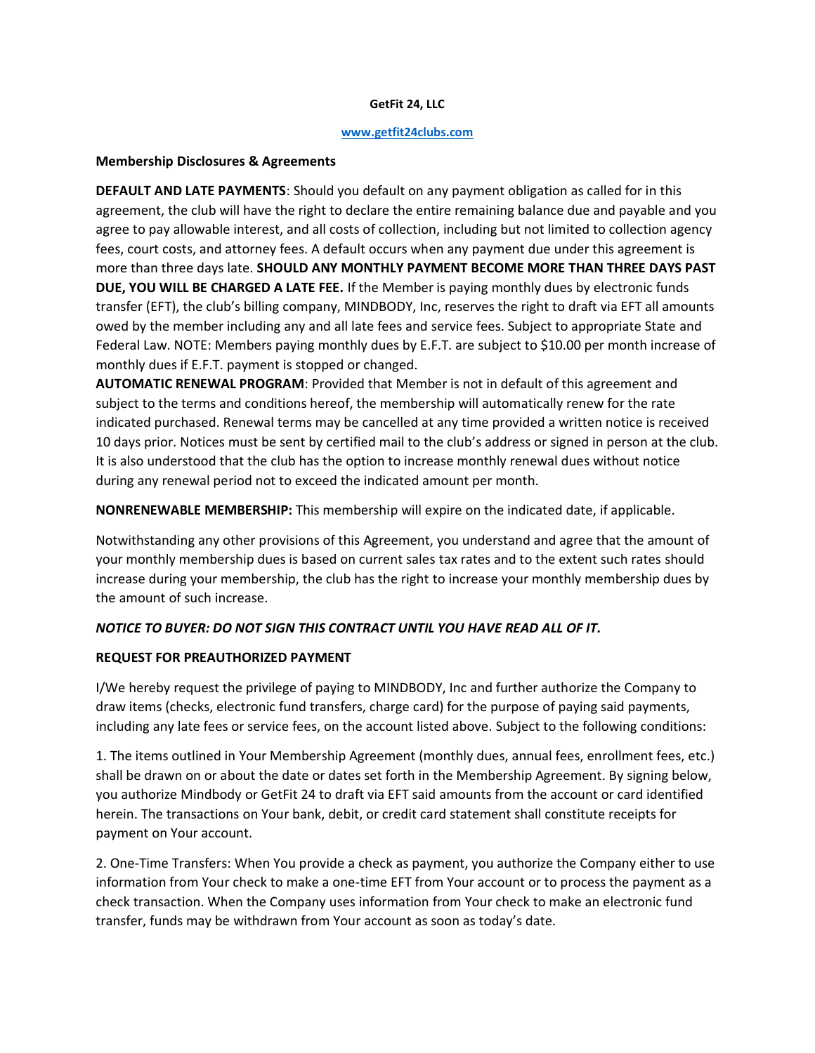**GetFit 24, LLC**

**www.getfit24clubs.com**

**Membership Disclosures & Agreements**

**DEFAULT AND LATE PAYMENTS**: Should you default on any payment obligation as called for in this agreement, the club will have the right to declare the entire remaining balance due and payable and you agree to pay allowable interest, and all costs of collection, including but not limited to collection agency fees, court costs, and attorney fees. A default occurs when any payment due under this agreement is more than three days late. **SHOULD ANY MONTHLY PAYMENT BECOME MORE THAN THREE DAYS PAST DUE, YOU WILL BE CHARGED A LATE FEE.** If the Member is paying monthly dues by electronic funds transfer (EFT), the club's billing company, MINDBODY, Inc, reserves the right to draft via EFT all amounts owed by the member including any and all late fees and service fees. Subject to appropriate State and Federal Law. NOTE: Members paying monthly dues by E.F.T. are subject to $10.00 per month increase of monthly dues if E.F.T. payment is stopped or changed.

**AUTOMATIC RENEWAL PROGRAM**: Provided that Member is not in default of this agreement and subject to the terms and conditions hereof, the membership will automatically renew for the rate indicated purchased. Renewal terms may be cancelled at any time provided a written notice is received 10 days prior. Notices must be sent by certified mail to the club's address or signed in person at the club. It is also understood that the club has the option to increase monthly renewal dues without notice during any renewal period not to exceed the indicated amount per month.

**NONRENEWABLE MEMBERSHIP:** This membership will expire on the indicated date, if applicable.

Notwithstanding any other provisions of this Agreement, you understand and agree that the amount of your monthly membership dues is based on current sales tax rates and to the extent such rates should increase during your membership, the club has the right to increase your monthly membership dues by the amount of such increase.

***NOTICE TO BUYER: DO NOT SIGN THIS CONTRACT UNTIL YOU HAVE READ ALL OF IT.***

**REQUEST FOR PREAUTHORIZED PAYMENT**

I/We hereby request the privilege of paying to MINDBODY, Inc and further authorize the Company to draw items (checks, electronic fund transfers, charge card) for the purpose of paying said payments, including any late fees or service fees, on the account listed above. Subject to the following conditions:

1. The items outlined in Your Membership Agreement (monthly dues, annual fees, enrollment fees, etc.) shall be drawn on or about the date or dates set forth in the Membership Agreement. By signing below, you authorize Mindbody or GetFit 24 to draft via EFT said amounts from the account or card identified herein. The transactions on Your bank, debit, or credit card statement shall constitute receipts for payment on Your account.

2. One-Time Transfers: When You provide a check as payment, you authorize the Company either to use information from Your check to make a one-time EFT from Your account or to process the payment as a check transaction. When the Company uses information from Your check to make an electronic fund transfer, funds may be withdrawn from Your account as soon as today's date.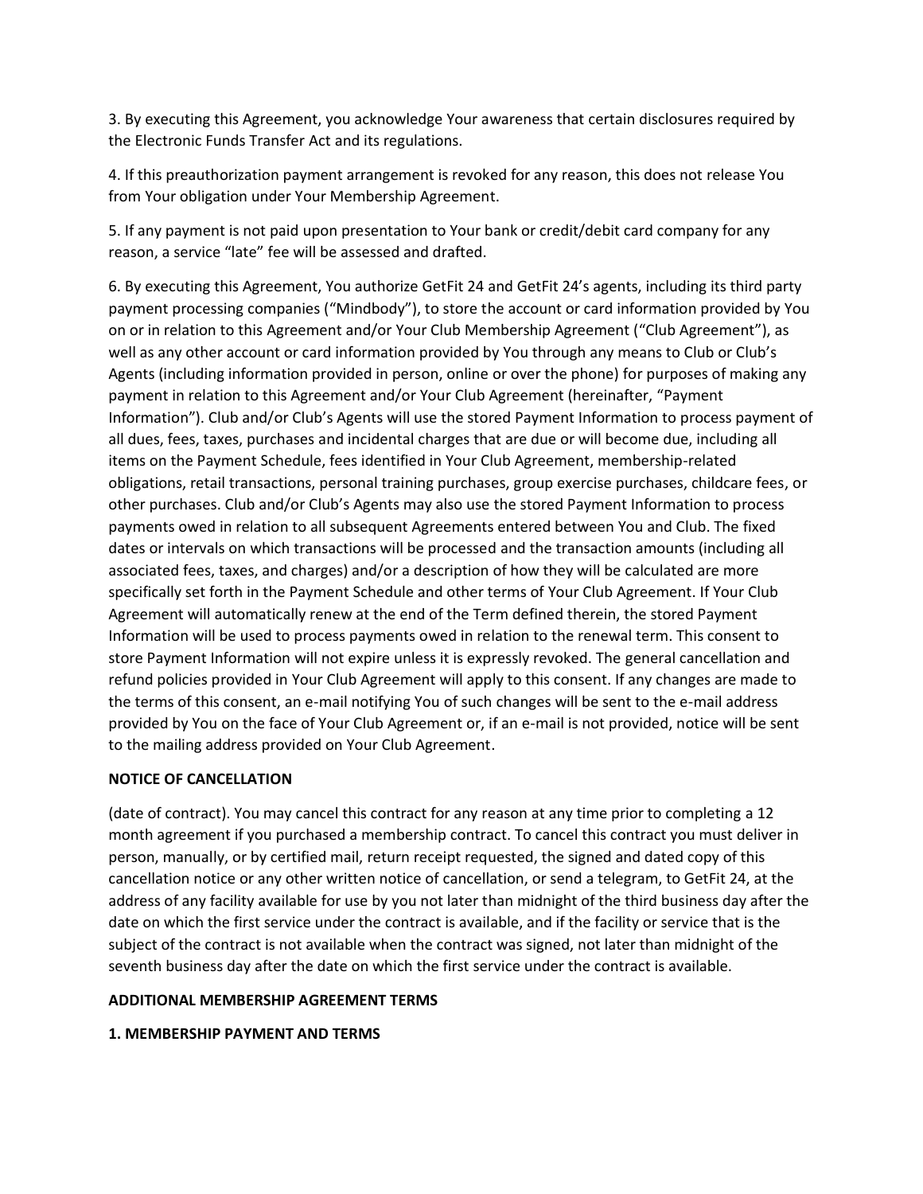3. By executing this Agreement, you acknowledge Your awareness that certain disclosures required by the Electronic Funds Transfer Act and its regulations.

4. If this preauthorization payment arrangement is revoked for any reason, this does not release You from Your obligation under Your Membership Agreement.

5. If any payment is not paid upon presentation to Your bank or credit/debit card company for any reason, a service "late" fee will be assessed and drafted.

6. By executing this Agreement, You authorize GetFit 24 and GetFit 24's agents, including its third party payment processing companies ("Mindbody"), to store the account or card information provided by You on or in relation to this Agreement and/or Your Club Membership Agreement ("Club Agreement"), as well as any other account or card information provided by You through any means to Club or Club's Agents (including information provided in person, online or over the phone) for purposes of making any payment in relation to this Agreement and/or Your Club Agreement (hereinafter, "Payment Information"). Club and/or Club's Agents will use the stored Payment Information to process payment of all dues, fees, taxes, purchases and incidental charges that are due or will become due, including all items on the Payment Schedule, fees identified in Your Club Agreement, membership-related obligations, retail transactions, personal training purchases, group exercise purchases, childcare fees, or other purchases. Club and/or Club's Agents may also use the stored Payment Information to process payments owed in relation to all subsequent Agreements entered between You and Club. The fixed dates or intervals on which transactions will be processed and the transaction amounts (including all associated fees, taxes, and charges) and/or a description of how they will be calculated are more specifically set forth in the Payment Schedule and other terms of Your Club Agreement. If Your Club Agreement will automatically renew at the end of the Term defined therein, the stored Payment Information will be used to process payments owed in relation to the renewal term. This consent to store Payment Information will not expire unless it is expressly revoked. The general cancellation and refund policies provided in Your Club Agreement will apply to this consent. If any changes are made to the terms of this consent, an e-mail notifying You of such changes will be sent to the e-mail address provided by You on the face of Your Club Agreement or, if an e-mail is not provided, notice will be sent to the mailing address provided on Your Club Agreement.

**NOTICE OF CANCELLATION**

(date of contract). You may cancel this contract for any reason at any time prior to completing a 12 month agreement if you purchased a membership contract. To cancel this contract you must deliver in person, manually, or by certified mail, return receipt requested, the signed and dated copy of this cancellation notice or any other written notice of cancellation, or send a telegram, to GetFit 24, at the address of any facility available for use by you not later than midnight of the third business day after the date on which the first service under the contract is available, and if the facility or service that is the subject of the contract is not available when the contract was signed, not later than midnight of the seventh business day after the date on which the first service under the contract is available.

**ADDITIONAL MEMBERSHIP AGREEMENT TERMS**

**1. MEMBERSHIP PAYMENT AND TERMS**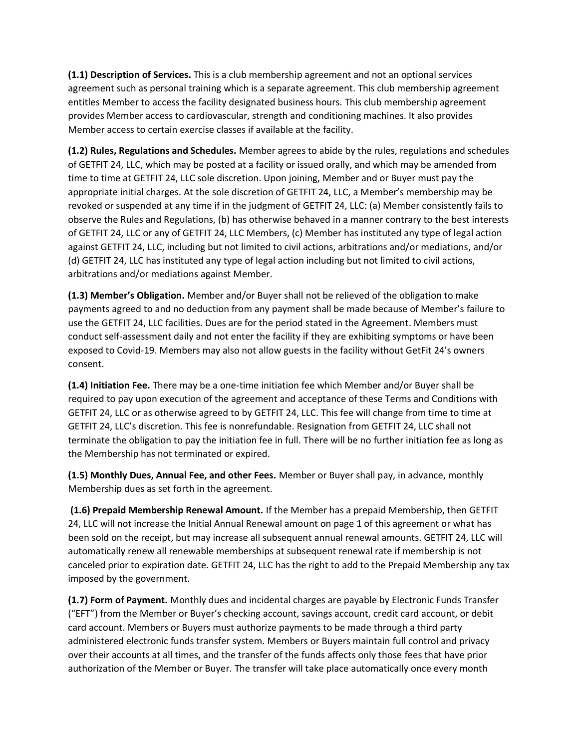**(1.1) Description of Services.** This is a club membership agreement and not an optional services agreement such as personal training which is a separate agreement. This club membership agreement entitles Member to access the facility designated business hours. This club membership agreement provides Member access to cardiovascular, strength and conditioning machines. It also provides Member access to certain exercise classes if available at the facility.

**(1.2) Rules, Regulations and Schedules.** Member agrees to abide by the rules, regulations and schedules of GETFIT 24, LLC, which may be posted at a facility or issued orally, and which may be amended from time to time at GETFIT 24, LLC sole discretion. Upon joining, Member and or Buyer must pay the appropriate initial charges. At the sole discretion of GETFIT 24, LLC, a Member's membership may be revoked or suspended at any time if in the judgment of GETFIT 24, LLC: (a) Member consistently fails to observe the Rules and Regulations, (b) has otherwise behaved in a manner contrary to the best interests of GETFIT 24, LLC or any of GETFIT 24, LLC Members, (c) Member has instituted any type of legal action against GETFIT 24, LLC, including but not limited to civil actions, arbitrations and/or mediations, and/or (d) GETFIT 24, LLC has instituted any type of legal action including but not limited to civil actions, arbitrations and/or mediations against Member.

**(1.3) Member's Obligation.** Member and/or Buyer shall not be relieved of the obligation to make payments agreed to and no deduction from any payment shall be made because of Member's failure to use the GETFIT 24, LLC facilities. Dues are for the period stated in the Agreement. Members must conduct self-assessment daily and not enter the facility if they are exhibiting symptoms or have been exposed to Covid-19. Members may also not allow guests in the facility without GetFit 24's owners consent.

**(1.4) Initiation Fee.** There may be a one-time initiation fee which Member and/or Buyer shall be required to pay upon execution of the agreement and acceptance of these Terms and Conditions with GETFIT 24, LLC or as otherwise agreed to by GETFIT 24, LLC. This fee will change from time to time at GETFIT 24, LLC's discretion. This fee is nonrefundable. Resignation from GETFIT 24, LLC shall not terminate the obligation to pay the initiation fee in full. There will be no further initiation fee as long as the Membership has not terminated or expired.

**(1.5) Monthly Dues, Annual Fee, and other Fees.** Member or Buyer shall pay, in advance, monthly Membership dues as set forth in the agreement.

**(1.6) Prepaid Membership Renewal Amount.** If the Member has a prepaid Membership, then GETFIT 24, LLC will not increase the Initial Annual Renewal amount on page 1 of this agreement or what has been sold on the receipt, but may increase all subsequent annual renewal amounts. GETFIT 24, LLC will automatically renew all renewable memberships at subsequent renewal rate if membership is not canceled prior to expiration date. GETFIT 24, LLC has the right to add to the Prepaid Membership any tax imposed by the government.

**(1.7) Form of Payment.** Monthly dues and incidental charges are payable by Electronic Funds Transfer ("EFT") from the Member or Buyer's checking account, savings account, credit card account, or debit card account. Members or Buyers must authorize payments to be made through a third party administered electronic funds transfer system. Members or Buyers maintain full control and privacy over their accounts at all times, and the transfer of the funds affects only those fees that have prior authorization of the Member or Buyer. The transfer will take place automatically once every month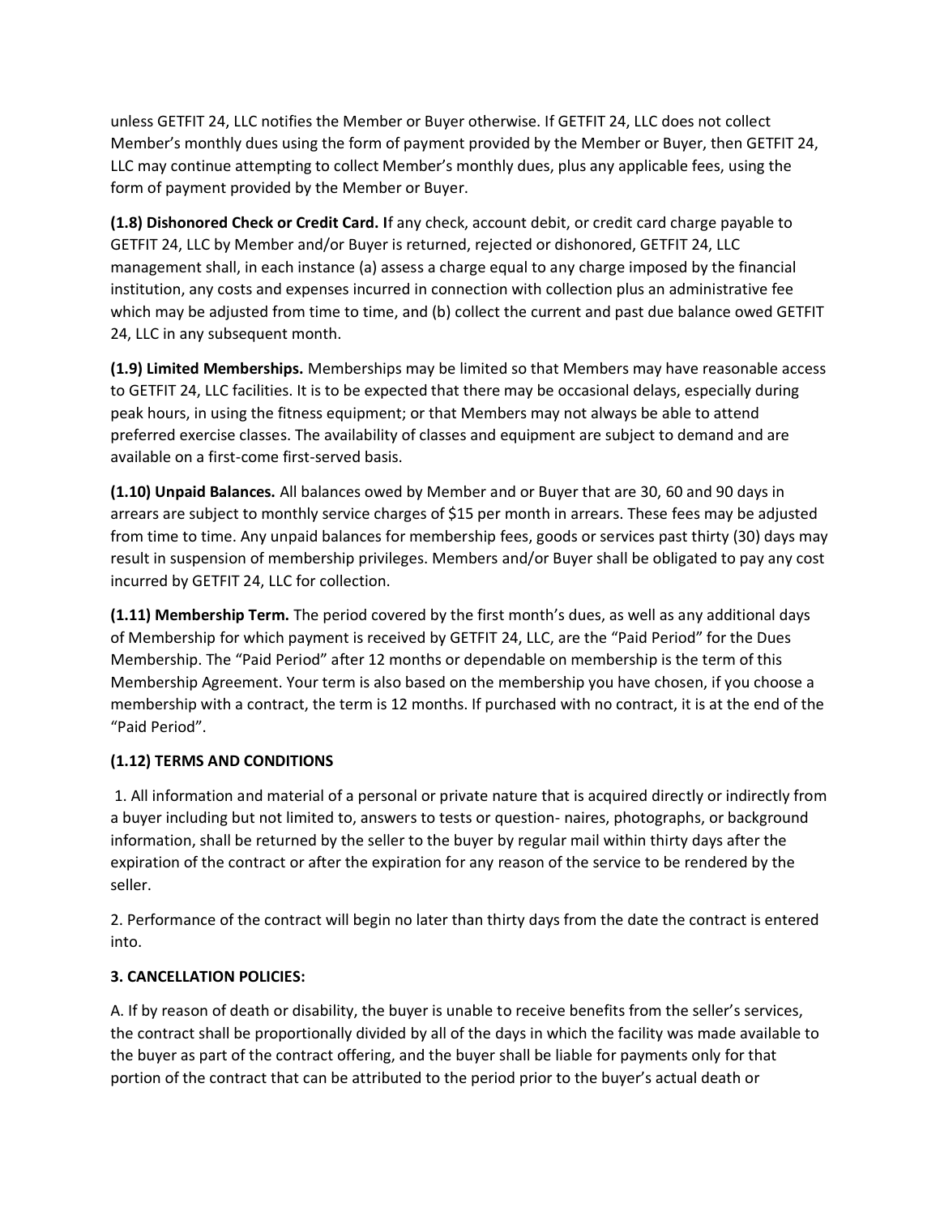unless GETFIT 24, LLC notifies the Member or Buyer otherwise. If GETFIT 24, LLC does not collect Member's monthly dues using the form of payment provided by the Member or Buyer, then GETFIT 24, LLC may continue attempting to collect Member's monthly dues, plus any applicable fees, using the form of payment provided by the Member or Buyer.

**(1.8) Dishonored Check or Credit Card.** If any check, account debit, or credit card charge payable to GETFIT 24, LLC by Member and/or Buyer is returned, rejected or dishonored, GETFIT 24, LLC management shall, in each instance (a) assess a charge equal to any charge imposed by the financial institution, any costs and expenses incurred in connection with collection plus an administrative fee which may be adjusted from time to time, and (b) collect the current and past due balance owed GETFIT 24, LLC in any subsequent month.

**(1.9) Limited Memberships.** Memberships may be limited so that Members may have reasonable access to GETFIT 24, LLC facilities. It is to be expected that there may be occasional delays, especially during peak hours, in using the fitness equipment; or that Members may not always be able to attend preferred exercise classes. The availability of classes and equipment are subject to demand and are available on a first-come first-served basis.

**(1.10) Unpaid Balances.** All balances owed by Member and or Buyer that are 30, 60 and 90 days in arrears are subject to monthly service charges of $15 per month in arrears. These fees may be adjusted from time to time. Any unpaid balances for membership fees, goods or services past thirty (30) days may result in suspension of membership privileges. Members and/or Buyer shall be obligated to pay any cost incurred by GETFIT 24, LLC for collection.

**(1.11) Membership Term.** The period covered by the first month's dues, as well as any additional days of Membership for which payment is received by GETFIT 24, LLC, are the "Paid Period" for the Dues Membership. The "Paid Period" after 12 months or dependable on membership is the term of this Membership Agreement. Your term is also based on the membership you have chosen, if you choose a membership with a contract, the term is 12 months. If purchased with no contract, it is at the end of the "Paid Period".

**(1.12) TERMS AND CONDITIONS**

1. All information and material of a personal or private nature that is acquired directly or indirectly from a buyer including but not limited to, answers to tests or question- naires, photographs, or background information, shall be returned by the seller to the buyer by regular mail within thirty days after the expiration of the contract or after the expiration for any reason of the service to be rendered by the seller.

2. Performance of the contract will begin no later than thirty days from the date the contract is entered into.

**3. CANCELLATION POLICIES:**

A. If by reason of death or disability, the buyer is unable to receive benefits from the seller's services, the contract shall be proportionally divided by all of the days in which the facility was made available to the buyer as part of the contract offering, and the buyer shall be liable for payments only for that portion of the contract that can be attributed to the period prior to the buyer's actual death or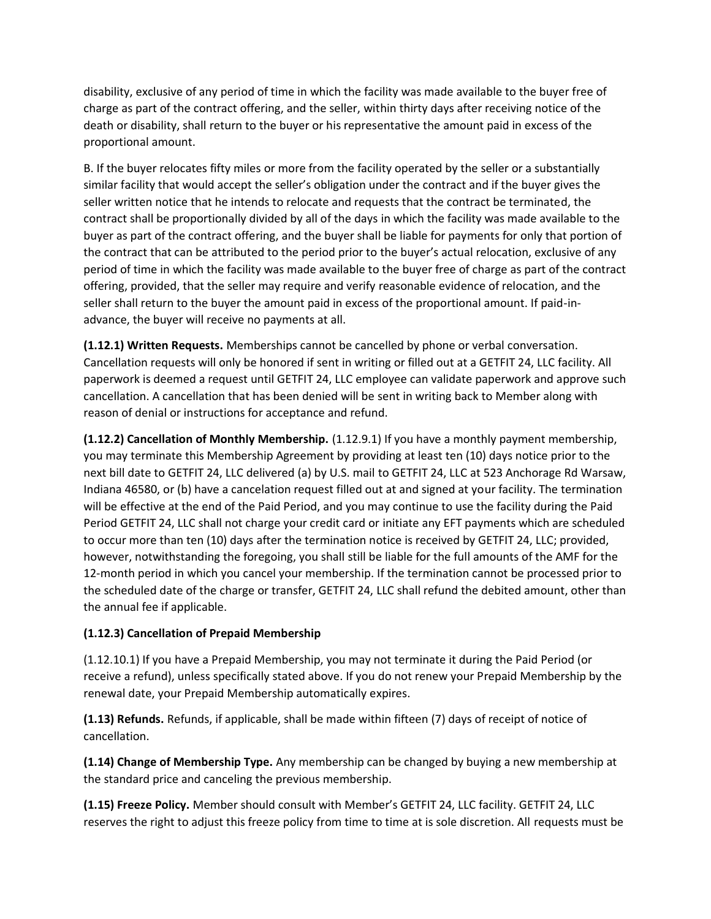disability, exclusive of any period of time in which the facility was made available to the buyer free of charge as part of the contract offering, and the seller, within thirty days after receiving notice of the death or disability, shall return to the buyer or his representative the amount paid in excess of the proportional amount.

B. If the buyer relocates fifty miles or more from the facility operated by the seller or a substantially similar facility that would accept the seller's obligation under the contract and if the buyer gives the seller written notice that he intends to relocate and requests that the contract be terminated, the contract shall be proportionally divided by all of the days in which the facility was made available to the buyer as part of the contract offering, and the buyer shall be liable for payments for only that portion of the contract that can be attributed to the period prior to the buyer's actual relocation, exclusive of any period of time in which the facility was made available to the buyer free of charge as part of the contract offering, provided, that the seller may require and verify reasonable evidence of relocation, and the seller shall return to the buyer the amount paid in excess of the proportional amount. If paid-in-advance, the buyer will receive no payments at all.

**(1.12.1) Written Requests.** Memberships cannot be cancelled by phone or verbal conversation. Cancellation requests will only be honored if sent in writing or filled out at a GETFIT 24, LLC facility. All paperwork is deemed a request until GETFIT 24, LLC employee can validate paperwork and approve such cancellation. A cancellation that has been denied will be sent in writing back to Member along with reason of denial or instructions for acceptance and refund.

**(1.12.2) Cancellation of Monthly Membership.** (1.12.9.1) If you have a monthly payment membership, you may terminate this Membership Agreement by providing at least ten (10) days notice prior to the next bill date to GETFIT 24, LLC delivered (a) by U.S. mail to GETFIT 24, LLC at 523 Anchorage Rd Warsaw, Indiana 46580, or (b) have a cancelation request filled out at and signed at your facility. The termination will be effective at the end of the Paid Period, and you may continue to use the facility during the Paid Period GETFIT 24, LLC shall not charge your credit card or initiate any EFT payments which are scheduled to occur more than ten (10) days after the termination notice is received by GETFIT 24, LLC; provided, however, notwithstanding the foregoing, you shall still be liable for the full amounts of the AMF for the 12-month period in which you cancel your membership. If the termination cannot be processed prior to the scheduled date of the charge or transfer, GETFIT 24, LLC shall refund the debited amount, other than the annual fee if applicable.

**(1.12.3) Cancellation of Prepaid Membership**

(1.12.10.1) If you have a Prepaid Membership, you may not terminate it during the Paid Period (or receive a refund), unless specifically stated above. If you do not renew your Prepaid Membership by the renewal date, your Prepaid Membership automatically expires.

**(1.13) Refunds.** Refunds, if applicable, shall be made within fifteen (7) days of receipt of notice of cancellation.

**(1.14) Change of Membership Type.** Any membership can be changed by buying a new membership at the standard price and canceling the previous membership.

**(1.15) Freeze Policy.** Member should consult with Member's GETFIT 24, LLC facility. GETFIT 24, LLC reserves the right to adjust this freeze policy from time to time at is sole discretion. All requests must be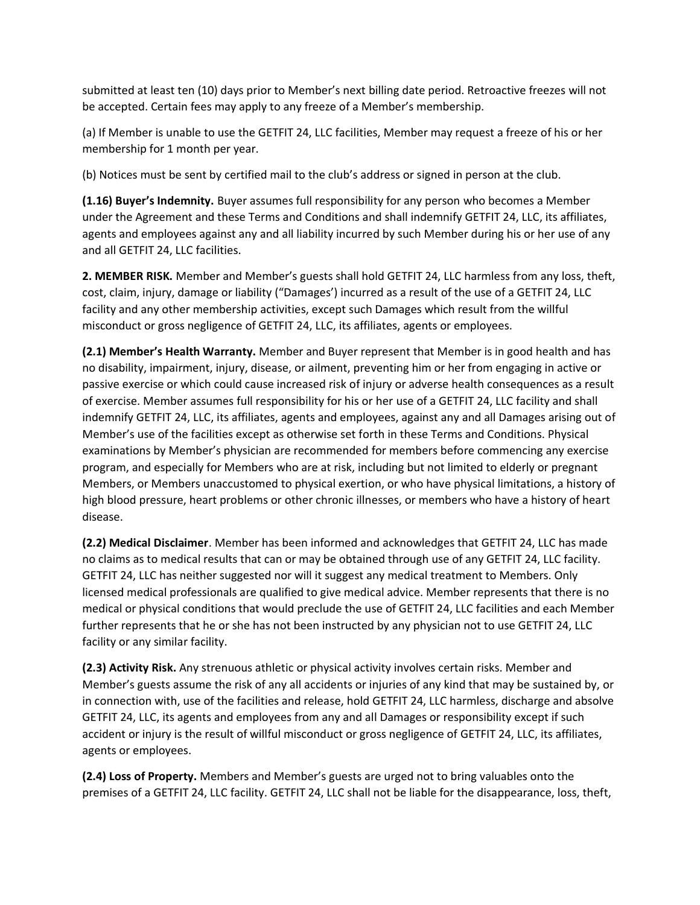submitted at least ten (10) days prior to Member's next billing date period. Retroactive freezes will not be accepted. Certain fees may apply to any freeze of a Member's membership.

(a) If Member is unable to use the GETFIT 24, LLC facilities, Member may request a freeze of his or her membership for 1 month per year.

(b) Notices must be sent by certified mail to the club's address or signed in person at the club.

**(1.16) Buyer's Indemnity.** Buyer assumes full responsibility for any person who becomes a Member under the Agreement and these Terms and Conditions and shall indemnify GETFIT 24, LLC, its affiliates, agents and employees against any and all liability incurred by such Member during his or her use of any and all GETFIT 24, LLC facilities.

**2. MEMBER RISK.** Member and Member's guests shall hold GETFIT 24, LLC harmless from any loss, theft, cost, claim, injury, damage or liability ("Damages') incurred as a result of the use of a GETFIT 24, LLC facility and any other membership activities, except such Damages which result from the willful misconduct or gross negligence of GETFIT 24, LLC, its affiliates, agents or employees.

**(2.1) Member's Health Warranty.** Member and Buyer represent that Member is in good health and has no disability, impairment, injury, disease, or ailment, preventing him or her from engaging in active or passive exercise or which could cause increased risk of injury or adverse health consequences as a result of exercise. Member assumes full responsibility for his or her use of a GETFIT 24, LLC facility and shall indemnify GETFIT 24, LLC, its affiliates, agents and employees, against any and all Damages arising out of Member's use of the facilities except as otherwise set forth in these Terms and Conditions. Physical examinations by Member's physician are recommended for members before commencing any exercise program, and especially for Members who are at risk, including but not limited to elderly or pregnant Members, or Members unaccustomed to physical exertion, or who have physical limitations, a history of high blood pressure, heart problems or other chronic illnesses, or members who have a history of heart disease.

**(2.2) Medical Disclaimer**. Member has been informed and acknowledges that GETFIT 24, LLC has made no claims as to medical results that can or may be obtained through use of any GETFIT 24, LLC facility. GETFIT 24, LLC has neither suggested nor will it suggest any medical treatment to Members. Only licensed medical professionals are qualified to give medical advice. Member represents that there is no medical or physical conditions that would preclude the use of GETFIT 24, LLC facilities and each Member further represents that he or she has not been instructed by any physician not to use GETFIT 24, LLC facility or any similar facility.

**(2.3) Activity Risk.** Any strenuous athletic or physical activity involves certain risks. Member and Member's guests assume the risk of any all accidents or injuries of any kind that may be sustained by, or in connection with, use of the facilities and release, hold GETFIT 24, LLC harmless, discharge and absolve GETFIT 24, LLC, its agents and employees from any and all Damages or responsibility except if such accident or injury is the result of willful misconduct or gross negligence of GETFIT 24, LLC, its affiliates, agents or employees.

**(2.4) Loss of Property.** Members and Member's guests are urged not to bring valuables onto the premises of a GETFIT 24, LLC facility. GETFIT 24, LLC shall not be liable for the disappearance, loss, theft,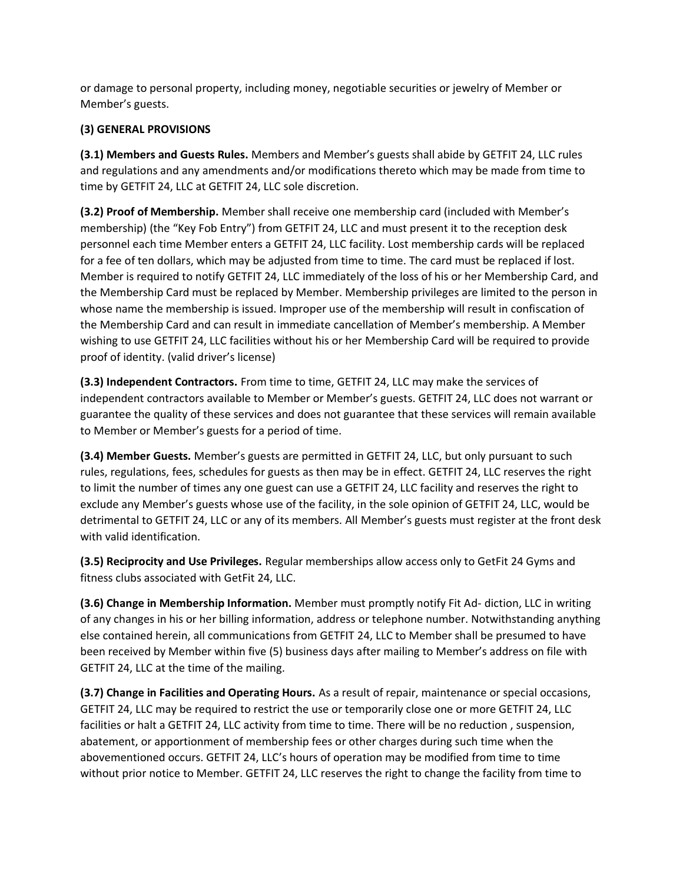or damage to personal property, including money, negotiable securities or jewelry of Member or Member's guests.

**(3) GENERAL PROVISIONS**

**(3.1) Members and Guests Rules.** Members and Member's guests shall abide by GETFIT 24, LLC rules and regulations and any amendments and/or modifications thereto which may be made from time to time by GETFIT 24, LLC at GETFIT 24, LLC sole discretion.

**(3.2) Proof of Membership.** Member shall receive one membership card (included with Member's membership) (the "Key Fob Entry") from GETFIT 24, LLC and must present it to the reception desk personnel each time Member enters a GETFIT 24, LLC facility. Lost membership cards will be replaced for a fee of ten dollars, which may be adjusted from time to time. The card must be replaced if lost. Member is required to notify GETFIT 24, LLC immediately of the loss of his or her Membership Card, and the Membership Card must be replaced by Member. Membership privileges are limited to the person in whose name the membership is issued. Improper use of the membership will result in confiscation of the Membership Card and can result in immediate cancellation of Member's membership. A Member wishing to use GETFIT 24, LLC facilities without his or her Membership Card will be required to provide proof of identity. (valid driver's license)

**(3.3) Independent Contractors.** From time to time, GETFIT 24, LLC may make the services of independent contractors available to Member or Member's guests. GETFIT 24, LLC does not warrant or guarantee the quality of these services and does not guarantee that these services will remain available to Member or Member's guests for a period of time.

**(3.4) Member Guests.** Member's guests are permitted in GETFIT 24, LLC, but only pursuant to such rules, regulations, fees, schedules for guests as then may be in effect. GETFIT 24, LLC reserves the right to limit the number of times any one guest can use a GETFIT 24, LLC facility and reserves the right to exclude any Member's guests whose use of the facility, in the sole opinion of GETFIT 24, LLC, would be detrimental to GETFIT 24, LLC or any of its members. All Member's guests must register at the front desk with valid identification.

**(3.5) Reciprocity and Use Privileges.** Regular memberships allow access only to GetFit 24 Gyms and fitness clubs associated with GetFit 24, LLC.

**(3.6) Change in Membership Information.** Member must promptly notify Fit Ad- diction, LLC in writing of any changes in his or her billing information, address or telephone number. Notwithstanding anything else contained herein, all communications from GETFIT 24, LLC to Member shall be presumed to have been received by Member within five (5) business days after mailing to Member's address on file with GETFIT 24, LLC at the time of the mailing.

**(3.7) Change in Facilities and Operating Hours.** As a result of repair, maintenance or special occasions, GETFIT 24, LLC may be required to restrict the use or temporarily close one or more GETFIT 24, LLC facilities or halt a GETFIT 24, LLC activity from time to time. There will be no reduction , suspension, abatement, or apportionment of membership fees or other charges during such time when the abovementioned occurs. GETFIT 24, LLC's hours of operation may be modified from time to time without prior notice to Member. GETFIT 24, LLC reserves the right to change the facility from time to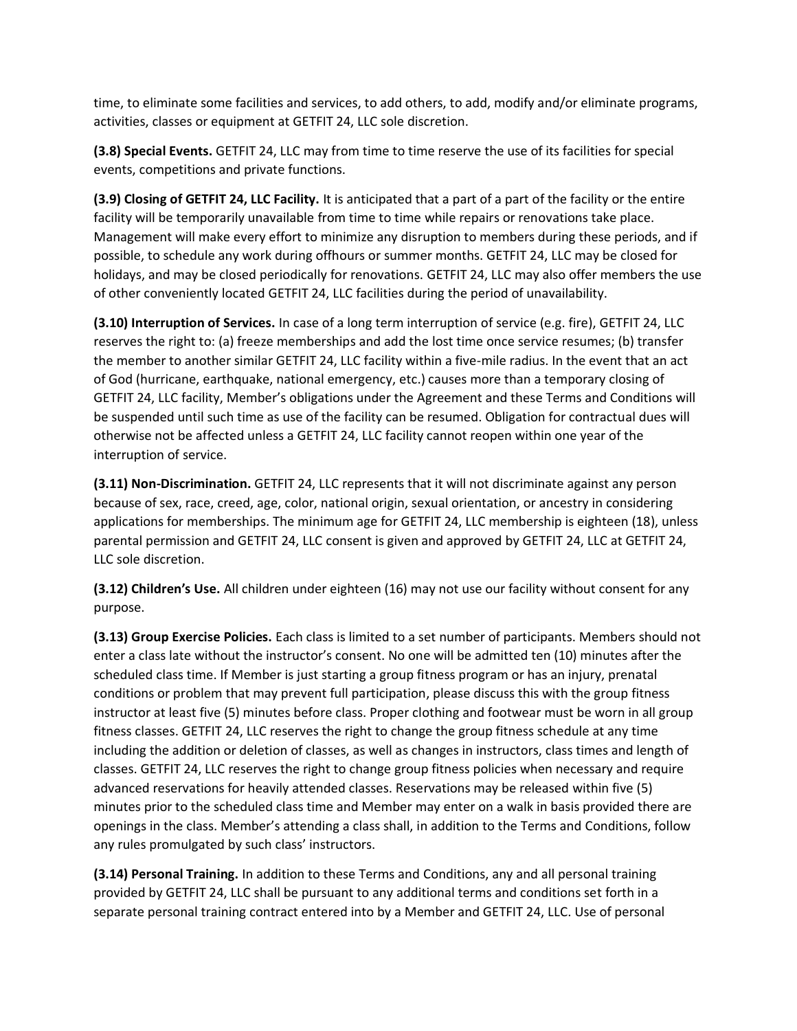time, to eliminate some facilities and services, to add others, to add, modify and/or eliminate programs, activities, classes or equipment at GETFIT 24, LLC sole discretion.

**(3.8) Special Events.** GETFIT 24, LLC may from time to time reserve the use of its facilities for special events, competitions and private functions.

**(3.9) Closing of GETFIT 24, LLC Facility.** It is anticipated that a part of a part of the facility or the entire facility will be temporarily unavailable from time to time while repairs or renovations take place. Management will make every effort to minimize any disruption to members during these periods, and if possible, to schedule any work during offhours or summer months. GETFIT 24, LLC may be closed for holidays, and may be closed periodically for renovations. GETFIT 24, LLC may also offer members the use of other conveniently located GETFIT 24, LLC facilities during the period of unavailability.

**(3.10) Interruption of Services.** In case of a long term interruption of service (e.g. fire), GETFIT 24, LLC reserves the right to: (a) freeze memberships and add the lost time once service resumes; (b) transfer the member to another similar GETFIT 24, LLC facility within a five-mile radius. In the event that an act of God (hurricane, earthquake, national emergency, etc.) causes more than a temporary closing of GETFIT 24, LLC facility, Member's obligations under the Agreement and these Terms and Conditions will be suspended until such time as use of the facility can be resumed. Obligation for contractual dues will otherwise not be affected unless a GETFIT 24, LLC facility cannot reopen within one year of the interruption of service.

**(3.11) Non-Discrimination.** GETFIT 24, LLC represents that it will not discriminate against any person because of sex, race, creed, age, color, national origin, sexual orientation, or ancestry in considering applications for memberships. The minimum age for GETFIT 24, LLC membership is eighteen (18), unless parental permission and GETFIT 24, LLC consent is given and approved by GETFIT 24, LLC at GETFIT 24, LLC sole discretion.

**(3.12) Children's Use.** All children under eighteen (16) may not use our facility without consent for any purpose.

**(3.13) Group Exercise Policies.** Each class is limited to a set number of participants. Members should not enter a class late without the instructor's consent. No one will be admitted ten (10) minutes after the scheduled class time. If Member is just starting a group fitness program or has an injury, prenatal conditions or problem that may prevent full participation, please discuss this with the group fitness instructor at least five (5) minutes before class. Proper clothing and footwear must be worn in all group fitness classes. GETFIT 24, LLC reserves the right to change the group fitness schedule at any time including the addition or deletion of classes, as well as changes in instructors, class times and length of classes. GETFIT 24, LLC reserves the right to change group fitness policies when necessary and require advanced reservations for heavily attended classes. Reservations may be released within five (5) minutes prior to the scheduled class time and Member may enter on a walk in basis provided there are openings in the class. Member's attending a class shall, in addition to the Terms and Conditions, follow any rules promulgated by such class' instructors.

**(3.14) Personal Training.** In addition to these Terms and Conditions, any and all personal training provided by GETFIT 24, LLC shall be pursuant to any additional terms and conditions set forth in a separate personal training contract entered into by a Member and GETFIT 24, LLC. Use of personal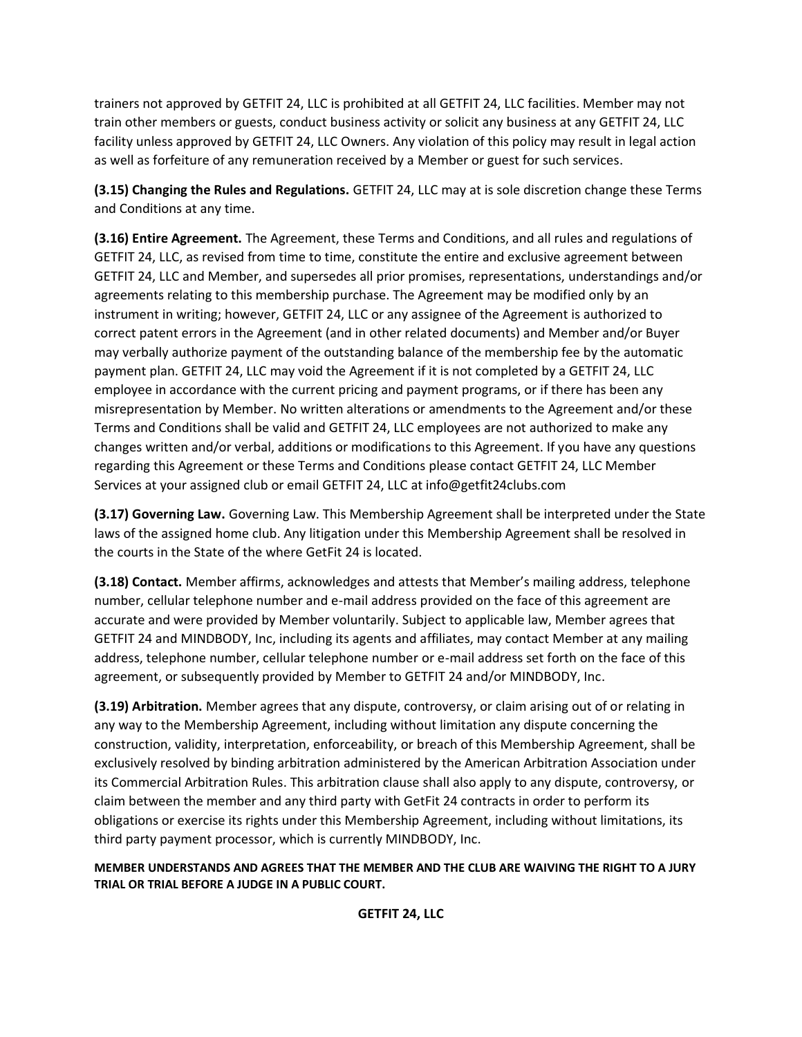trainers not approved by GETFIT 24, LLC is prohibited at all GETFIT 24, LLC facilities. Member may not train other members or guests, conduct business activity or solicit any business at any GETFIT 24, LLC facility unless approved by GETFIT 24, LLC Owners. Any violation of this policy may result in legal action as well as forfeiture of any remuneration received by a Member or guest for such services.

**(3.15) Changing the Rules and Regulations.** GETFIT 24, LLC may at is sole discretion change these Terms and Conditions at any time.

**(3.16) Entire Agreement.** The Agreement, these Terms and Conditions, and all rules and regulations of GETFIT 24, LLC, as revised from time to time, constitute the entire and exclusive agreement between GETFIT 24, LLC and Member, and supersedes all prior promises, representations, understandings and/or agreements relating to this membership purchase. The Agreement may be modified only by an instrument in writing; however, GETFIT 24, LLC or any assignee of the Agreement is authorized to correct patent errors in the Agreement (and in other related documents) and Member and/or Buyer may verbally authorize payment of the outstanding balance of the membership fee by the automatic payment plan. GETFIT 24, LLC may void the Agreement if it is not completed by a GETFIT 24, LLC employee in accordance with the current pricing and payment programs, or if there has been any misrepresentation by Member. No written alterations or amendments to the Agreement and/or these Terms and Conditions shall be valid and GETFIT 24, LLC employees are not authorized to make any changes written and/or verbal, additions or modifications to this Agreement. If you have any questions regarding this Agreement or these Terms and Conditions please contact GETFIT 24, LLC Member Services at your assigned club or email GETFIT 24, LLC at info@getfit24clubs.com

**(3.17) Governing Law.** Governing Law. This Membership Agreement shall be interpreted under the State laws of the assigned home club. Any litigation under this Membership Agreement shall be resolved in the courts in the State of the where GetFit 24 is located.

**(3.18) Contact.** Member affirms, acknowledges and attests that Member's mailing address, telephone number, cellular telephone number and e-mail address provided on the face of this agreement are accurate and were provided by Member voluntarily. Subject to applicable law, Member agrees that GETFIT 24 and MINDBODY, Inc, including its agents and affiliates, may contact Member at any mailing address, telephone number, cellular telephone number or e-mail address set forth on the face of this agreement, or subsequently provided by Member to GETFIT 24 and/or MINDBODY, Inc.

**(3.19) Arbitration.** Member agrees that any dispute, controversy, or claim arising out of or relating in any way to the Membership Agreement, including without limitation any dispute concerning the construction, validity, interpretation, enforceability, or breach of this Membership Agreement, shall be exclusively resolved by binding arbitration administered by the American Arbitration Association under its Commercial Arbitration Rules. This arbitration clause shall also apply to any dispute, controversy, or claim between the member and any third party with GetFit 24 contracts in order to perform its obligations or exercise its rights under this Membership Agreement, including without limitations, its third party payment processor, which is currently MINDBODY, Inc.

**MEMBER UNDERSTANDS AND AGREES THAT THE MEMBER AND THE CLUB ARE WAIVING THE RIGHT TO A JURY TRIAL OR TRIAL BEFORE A JUDGE IN A PUBLIC COURT.**

**GETFIT 24, LLC**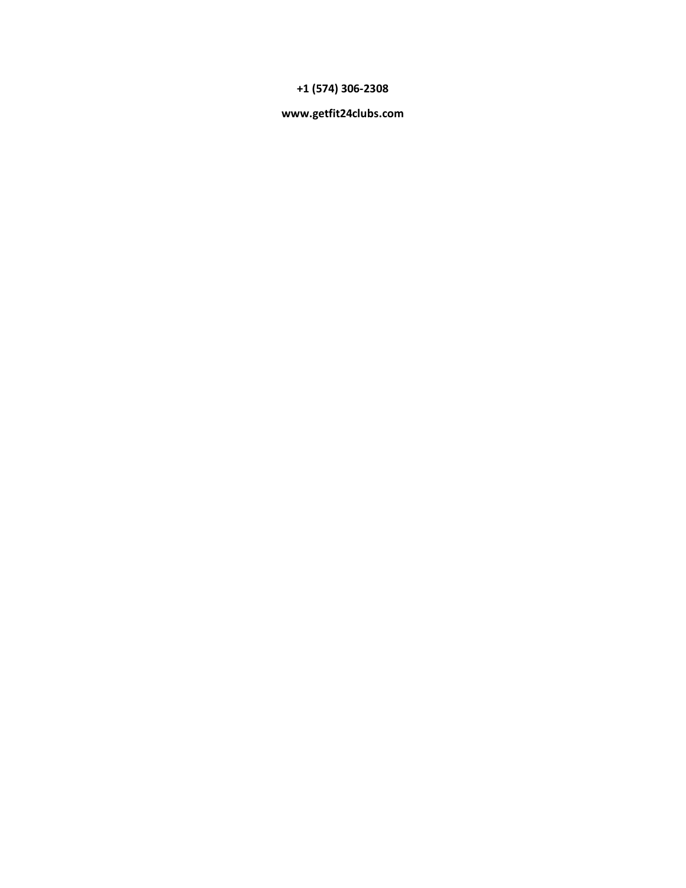**+1 (574) 306-2308**

**www.getfit24clubs.com**